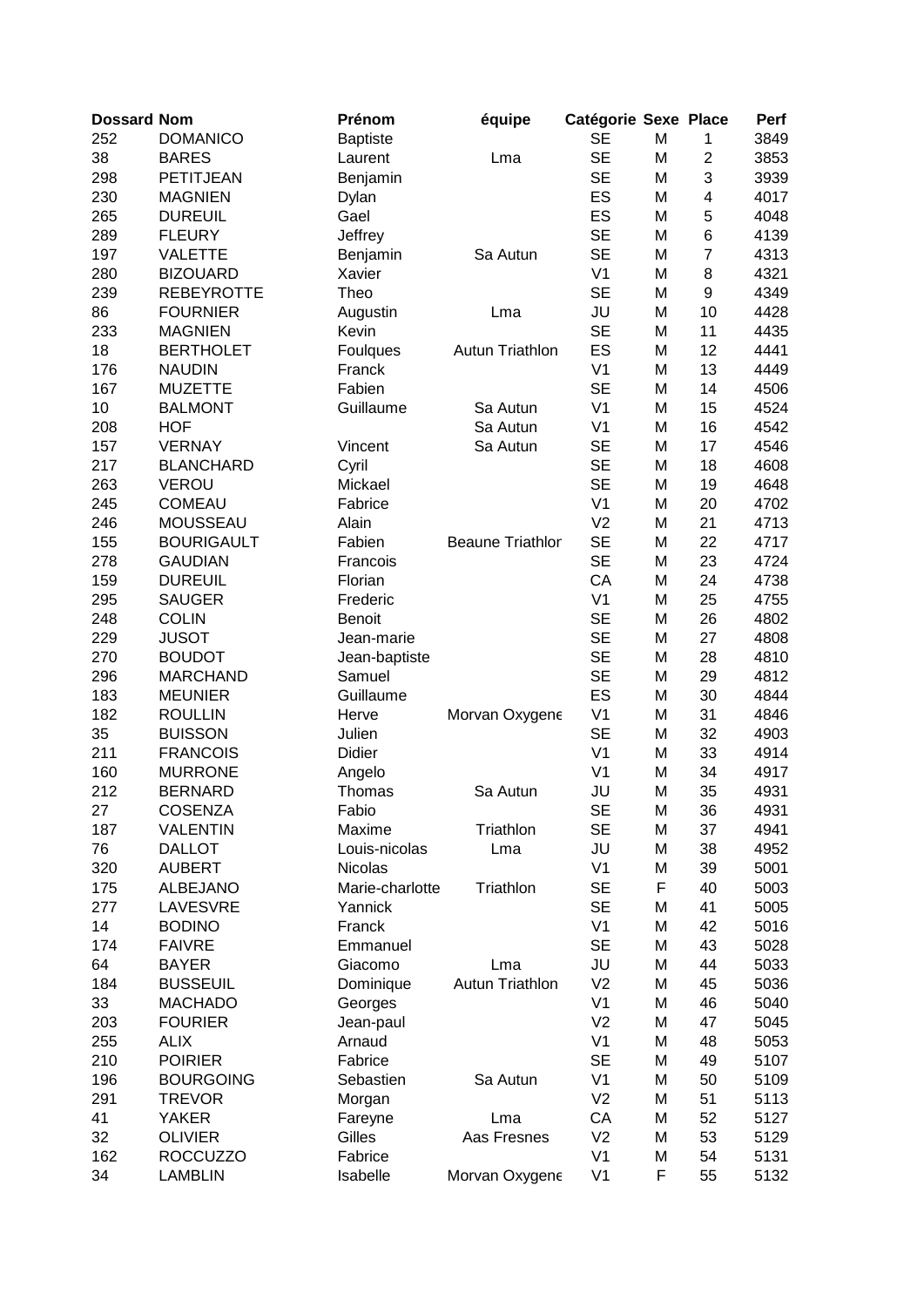| Dossard | Nom | Prénom | équipe | Catégorie | Sexe | Place | Perf |
|---|---|---|---|---|---|---|---|
| 252 | DOMANICO | Baptiste | | SE | M | 1 | 3849 |
| 38 | BARES | Laurent | Lma | SE | M | 2 | 3853 |
| 298 | PETITJEAN | Benjamin | | SE | M | 3 | 3939 |
| 230 | MAGNIEN | Dylan | | ES | M | 4 | 4017 |
| 265 | DUREUIL | Gael | | ES | M | 5 | 4048 |
| 289 | FLEURY | Jeffrey | | SE | M | 6 | 4139 |
| 197 | VALETTE | Benjamin | Sa Autun | SE | M | 7 | 4313 |
| 280 | BIZOUARD | Xavier | | V1 | M | 8 | 4321 |
| 239 | REBEYROTTE | Theo | | SE | M | 9 | 4349 |
| 86 | FOURNIER | Augustin | Lma | JU | M | 10 | 4428 |
| 233 | MAGNIEN | Kevin | | SE | M | 11 | 4435 |
| 18 | BERTHOLET | Foulques | Autun Triathlon | ES | M | 12 | 4441 |
| 176 | NAUDIN | Franck | | V1 | M | 13 | 4449 |
| 167 | MUZETTE | Fabien | | SE | M | 14 | 4506 |
| 10 | BALMONT | Guillaume | Sa Autun | V1 | M | 15 | 4524 |
| 208 | HOF | | Sa Autun | V1 | M | 16 | 4542 |
| 157 | VERNAY | Vincent | Sa Autun | SE | M | 17 | 4546 |
| 217 | BLANCHARD | Cyril | | SE | M | 18 | 4608 |
| 263 | VEROU | Mickael | | SE | M | 19 | 4648 |
| 245 | COMEAU | Fabrice | | V1 | M | 20 | 4702 |
| 246 | MOUSSEAU | Alain | | V2 | M | 21 | 4713 |
| 155 | BOURIGAULT | Fabien | Beaune Triathlor | SE | M | 22 | 4717 |
| 278 | GAUDIAN | Francois | | SE | M | 23 | 4724 |
| 159 | DUREUIL | Florian | | CA | M | 24 | 4738 |
| 295 | SAUGER | Frederic | | V1 | M | 25 | 4755 |
| 248 | COLIN | Benoit | | SE | M | 26 | 4802 |
| 229 | JUSOT | Jean-marie | | SE | M | 27 | 4808 |
| 270 | BOUDOT | Jean-baptiste | | SE | M | 28 | 4810 |
| 296 | MARCHAND | Samuel | | SE | M | 29 | 4812 |
| 183 | MEUNIER | Guillaume | | ES | M | 30 | 4844 |
| 182 | ROULLIN | Herve | Morvan Oxygene | V1 | M | 31 | 4846 |
| 35 | BUISSON | Julien | | SE | M | 32 | 4903 |
| 211 | FRANCOIS | Didier | | V1 | M | 33 | 4914 |
| 160 | MURRONE | Angelo | | V1 | M | 34 | 4917 |
| 212 | BERNARD | Thomas | Sa Autun | JU | M | 35 | 4931 |
| 27 | COSENZA | Fabio | | SE | M | 36 | 4931 |
| 187 | VALENTIN | Maxime | Triathlon | SE | M | 37 | 4941 |
| 76 | DALLOT | Louis-nicolas | Lma | JU | M | 38 | 4952 |
| 320 | AUBERT | Nicolas | | V1 | M | 39 | 5001 |
| 175 | ALBEJANO | Marie-charlotte | Triathlon | SE | F | 40 | 5003 |
| 277 | LAVESVRE | Yannick | | SE | M | 41 | 5005 |
| 14 | BODINO | Franck | | V1 | M | 42 | 5016 |
| 174 | FAIVRE | Emmanuel | | SE | M | 43 | 5028 |
| 64 | BAYER | Giacomo | Lma | JU | M | 44 | 5033 |
| 184 | BUSSEUIL | Dominique | Autun Triathlon | V2 | M | 45 | 5036 |
| 33 | MACHADO | Georges | | V1 | M | 46 | 5040 |
| 203 | FOURIER | Jean-paul | | V2 | M | 47 | 5045 |
| 255 | ALIX | Arnaud | | V1 | M | 48 | 5053 |
| 210 | POIRIER | Fabrice | | SE | M | 49 | 5107 |
| 196 | BOURGOING | Sebastien | Sa Autun | V1 | M | 50 | 5109 |
| 291 | TREVOR | Morgan | | V2 | M | 51 | 5113 |
| 41 | YAKER | Fareyne | Lma | CA | M | 52 | 5127 |
| 32 | OLIVIER | Gilles | Aas Fresnes | V2 | M | 53 | 5129 |
| 162 | ROCCUZZO | Fabrice | | V1 | M | 54 | 5131 |
| 34 | LAMBLIN | Isabelle | Morvan Oxygene | V1 | F | 55 | 5132 |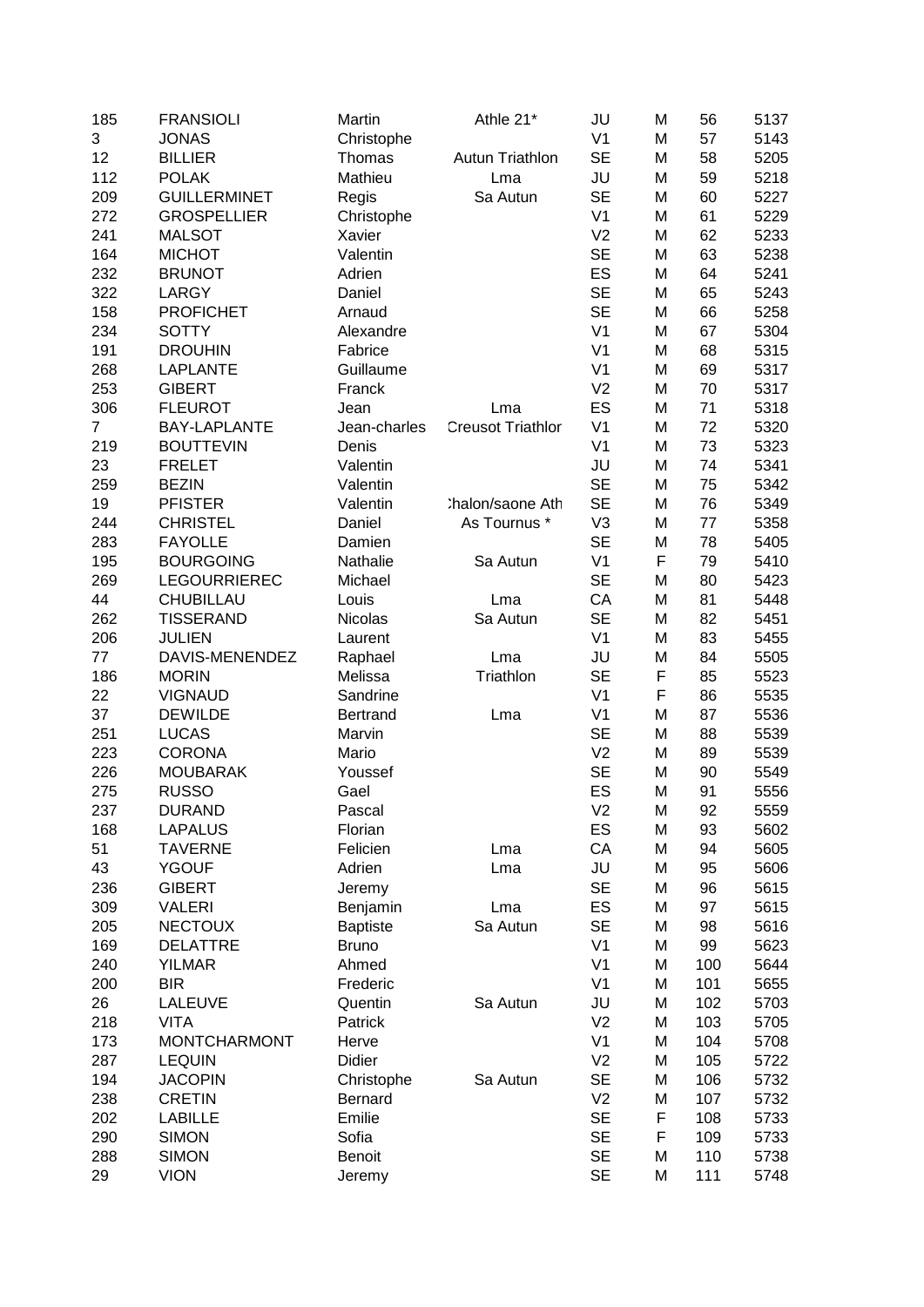| | | | | | | | |
|---|---|---|---|---|---|---|---|
| 185 | FRANSIOLI | Martin | Athle 21* | JU | M | 56 | 5137 |
| 3 | JONAS | Christophe | | V1 | M | 57 | 5143 |
| 12 | BILLIER | Thomas | Autun Triathlon | SE | M | 58 | 5205 |
| 112 | POLAK | Mathieu | Lma | JU | M | 59 | 5218 |
| 209 | GUILLERMINET | Regis | Sa Autun | SE | M | 60 | 5227 |
| 272 | GROSPELLIER | Christophe | | V1 | M | 61 | 5229 |
| 241 | MALSOT | Xavier | | V2 | M | 62 | 5233 |
| 164 | MICHOT | Valentin | | SE | M | 63 | 5238 |
| 232 | BRUNOT | Adrien | | ES | M | 64 | 5241 |
| 322 | LARGY | Daniel | | SE | M | 65 | 5243 |
| 158 | PROFICHET | Arnaud | | SE | M | 66 | 5258 |
| 234 | SOTTY | Alexandre | | V1 | M | 67 | 5304 |
| 191 | DROUHIN | Fabrice | | V1 | M | 68 | 5315 |
| 268 | LAPLANTE | Guillaume | | V1 | M | 69 | 5317 |
| 253 | GIBERT | Franck | | V2 | M | 70 | 5317 |
| 306 | FLEUROT | Jean | Lma | ES | M | 71 | 5318 |
| 7 | BAY-LAPLANTE | Jean-charles | Creusot Triathlon | V1 | M | 72 | 5320 |
| 219 | BOUTTEVIN | Denis | | V1 | M | 73 | 5323 |
| 23 | FRELET | Valentin | | JU | M | 74 | 5341 |
| 259 | BEZIN | Valentin | | SE | M | 75 | 5342 |
| 19 | PFISTER | Valentin | Chalon/saone Ath | SE | M | 76 | 5349 |
| 244 | CHRISTEL | Daniel | As Tournus * | V3 | M | 77 | 5358 |
| 283 | FAYOLLE | Damien | | SE | M | 78 | 5405 |
| 195 | BOURGOING | Nathalie | Sa Autun | V1 | F | 79 | 5410 |
| 269 | LEGOURRIEREC | Michael | | SE | M | 80 | 5423 |
| 44 | CHUBILLAU | Louis | Lma | CA | M | 81 | 5448 |
| 262 | TISSERAND | Nicolas | Sa Autun | SE | M | 82 | 5451 |
| 206 | JULIEN | Laurent | | V1 | M | 83 | 5455 |
| 77 | DAVIS-MENENDEZ | Raphael | Lma | JU | M | 84 | 5505 |
| 186 | MORIN | Melissa | Triathlon | SE | F | 85 | 5523 |
| 22 | VIGNAUD | Sandrine | | V1 | F | 86 | 5535 |
| 37 | DEWILDE | Bertrand | Lma | V1 | M | 87 | 5536 |
| 251 | LUCAS | Marvin | | SE | M | 88 | 5539 |
| 223 | CORONA | Mario | | V2 | M | 89 | 5539 |
| 226 | MOUBARAK | Youssef | | SE | M | 90 | 5549 |
| 275 | RUSSO | Gael | | ES | M | 91 | 5556 |
| 237 | DURAND | Pascal | | V2 | M | 92 | 5559 |
| 168 | LAPALUS | Florian | | ES | M | 93 | 5602 |
| 51 | TAVERNE | Felicien | Lma | CA | M | 94 | 5605 |
| 43 | YGOUF | Adrien | Lma | JU | M | 95 | 5606 |
| 236 | GIBERT | Jeremy | | SE | M | 96 | 5615 |
| 309 | VALERI | Benjamin | Lma | ES | M | 97 | 5615 |
| 205 | NECTOUX | Baptiste | Sa Autun | SE | M | 98 | 5616 |
| 169 | DELATTRE | Bruno | | V1 | M | 99 | 5623 |
| 240 | YILMAR | Ahmed | | V1 | M | 100 | 5644 |
| 200 | BIR | Frederic | | V1 | M | 101 | 5655 |
| 26 | LALEUVE | Quentin | Sa Autun | JU | M | 102 | 5703 |
| 218 | VITA | Patrick | | V2 | M | 103 | 5705 |
| 173 | MONTCHARMONT | Herve | | V1 | M | 104 | 5708 |
| 287 | LEQUIN | Didier | | V2 | M | 105 | 5722 |
| 194 | JACOPIN | Christophe | Sa Autun | SE | M | 106 | 5732 |
| 238 | CRETIN | Bernard | | V2 | M | 107 | 5732 |
| 202 | LABILLE | Emilie | | SE | F | 108 | 5733 |
| 290 | SIMON | Sofia | | SE | F | 109 | 5733 |
| 288 | SIMON | Benoit | | SE | M | 110 | 5738 |
| 29 | VION | Jeremy | | SE | M | 111 | 5748 |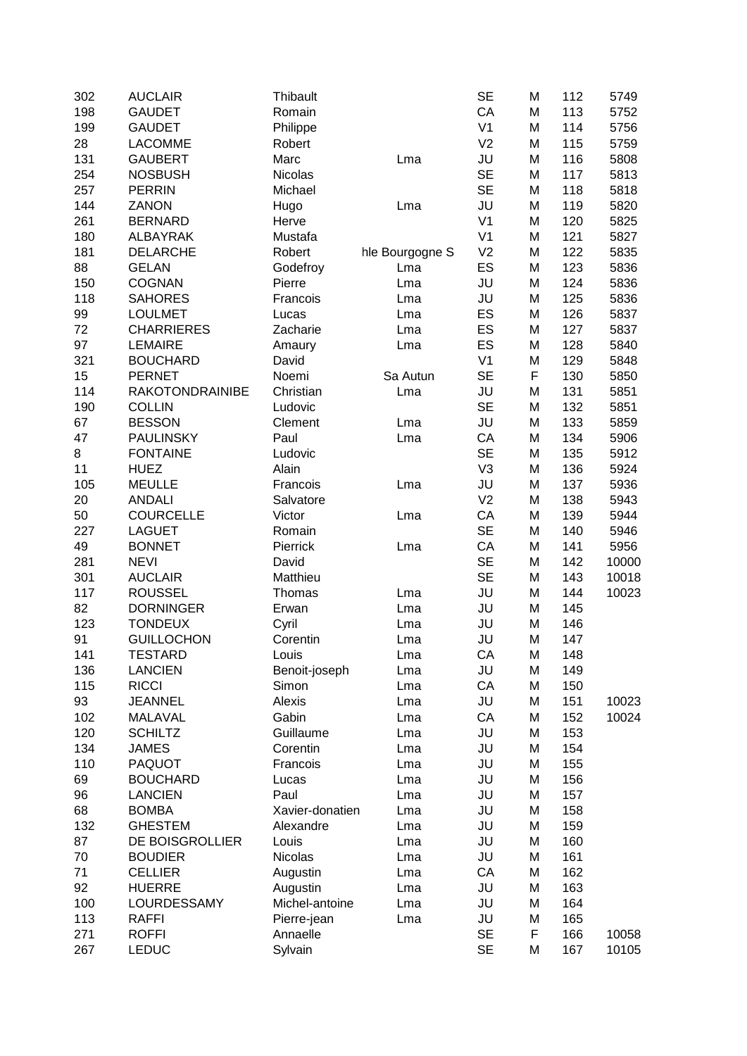| | | | | | | | |
|---|---|---|---|---|---|---|---|
| 302 | AUCLAIR | Thibault | | SE | M | 112 | 5749 |
| 198 | GAUDET | Romain | | CA | M | 113 | 5752 |
| 199 | GAUDET | Philippe | | V1 | M | 114 | 5756 |
| 28 | LACOMME | Robert | | V2 | M | 115 | 5759 |
| 131 | GAUBERT | Marc | Lma | JU | M | 116 | 5808 |
| 254 | NOSBUSH | Nicolas | | SE | M | 117 | 5813 |
| 257 | PERRIN | Michael | | SE | M | 118 | 5818 |
| 144 | ZANON | Hugo | Lma | JU | M | 119 | 5820 |
| 261 | BERNARD | Herve | | V1 | M | 120 | 5825 |
| 180 | ALBAYRAK | Mustafa | | V1 | M | 121 | 5827 |
| 181 | DELARCHE | Robert | hle Bourgogne S | V2 | M | 122 | 5835 |
| 88 | GELAN | Godefroy | Lma | ES | M | 123 | 5836 |
| 150 | COGNAN | Pierre | Lma | JU | M | 124 | 5836 |
| 118 | SAHORES | Francois | Lma | JU | M | 125 | 5836 |
| 99 | LOULMET | Lucas | Lma | ES | M | 126 | 5837 |
| 72 | CHARRIERES | Zacharie | Lma | ES | M | 127 | 5837 |
| 97 | LEMAIRE | Amaury | Lma | ES | M | 128 | 5840 |
| 321 | BOUCHARD | David | | V1 | M | 129 | 5848 |
| 15 | PERNET | Noemi | Sa Autun | SE | F | 130 | 5850 |
| 114 | RAKOTONDRAINIBE | Christian | Lma | JU | M | 131 | 5851 |
| 190 | COLLIN | Ludovic | | SE | M | 132 | 5851 |
| 67 | BESSON | Clement | Lma | JU | M | 133 | 5859 |
| 47 | PAULINSKY | Paul | Lma | CA | M | 134 | 5906 |
| 8 | FONTAINE | Ludovic | | SE | M | 135 | 5912 |
| 11 | HUEZ | Alain | | V3 | M | 136 | 5924 |
| 105 | MEULLE | Francois | Lma | JU | M | 137 | 5936 |
| 20 | ANDALI | Salvatore | | V2 | M | 138 | 5943 |
| 50 | COURCELLE | Victor | Lma | CA | M | 139 | 5944 |
| 227 | LAGUET | Romain | | SE | M | 140 | 5946 |
| 49 | BONNET | Pierrick | Lma | CA | M | 141 | 5956 |
| 281 | NEVI | David | | SE | M | 142 | 10000 |
| 301 | AUCLAIR | Matthieu | | SE | M | 143 | 10018 |
| 117 | ROUSSEL | Thomas | Lma | JU | M | 144 | 10023 |
| 82 | DORNINGER | Erwan | Lma | JU | M | 145 | |
| 123 | TONDEUX | Cyril | Lma | JU | M | 146 | |
| 91 | GUILLOCHON | Corentin | Lma | JU | M | 147 | |
| 141 | TESTARD | Louis | Lma | CA | M | 148 | |
| 136 | LANCIEN | Benoit-joseph | Lma | JU | M | 149 | |
| 115 | RICCI | Simon | Lma | CA | M | 150 | |
| 93 | JEANNEL | Alexis | Lma | JU | M | 151 | 10023 |
| 102 | MALAVAL | Gabin | Lma | CA | M | 152 | 10024 |
| 120 | SCHILTZ | Guillaume | Lma | JU | M | 153 | |
| 134 | JAMES | Corentin | Lma | JU | M | 154 | |
| 110 | PAQUOT | Francois | Lma | JU | M | 155 | |
| 69 | BOUCHARD | Lucas | Lma | JU | M | 156 | |
| 96 | LANCIEN | Paul | Lma | JU | M | 157 | |
| 68 | BOMBA | Xavier-donatien | Lma | JU | M | 158 | |
| 132 | GHESTEM | Alexandre | Lma | JU | M | 159 | |
| 87 | DE BOISGROLLIER | Louis | Lma | JU | M | 160 | |
| 70 | BOUDIER | Nicolas | Lma | JU | M | 161 | |
| 71 | CELLIER | Augustin | Lma | CA | M | 162 | |
| 92 | HUERRE | Augustin | Lma | JU | M | 163 | |
| 100 | LOURDESSAMY | Michel-antoine | Lma | JU | M | 164 | |
| 113 | RAFFI | Pierre-jean | Lma | JU | M | 165 | |
| 271 | ROFFI | Annaelle | | SE | F | 166 | 10058 |
| 267 | LEDUC | Sylvain | | SE | M | 167 | 10105 |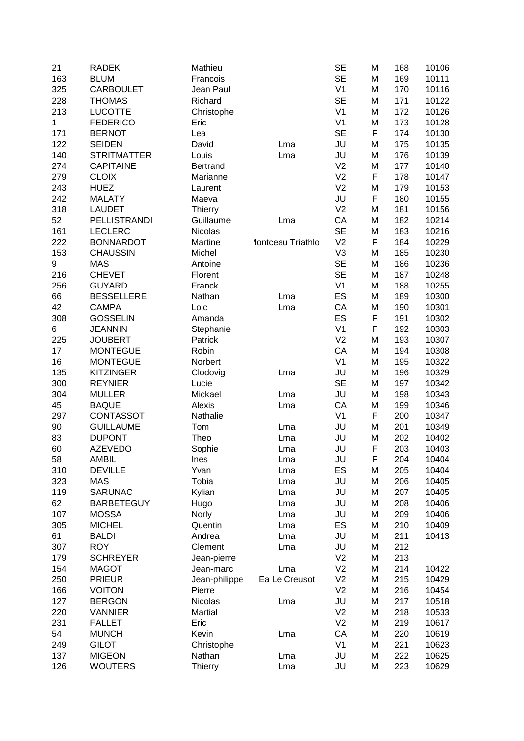| | | | | | | | |
|---|---|---|---|---|---|---|---|
| 21 | RADEK | Mathieu | | SE | M | 168 | 10106 |
| 163 | BLUM | Francois | | SE | M | 169 | 10111 |
| 325 | CARBOULET | Jean Paul | | V1 | M | 170 | 10116 |
| 228 | THOMAS | Richard | | SE | M | 171 | 10122 |
| 213 | LUCOTTE | Christophe | | V1 | M | 172 | 10126 |
| 1 | FEDERICO | Eric | | V1 | M | 173 | 10128 |
| 171 | BERNOT | Lea | | SE | F | 174 | 10130 |
| 122 | SEIDEN | David | Lma | JU | M | 175 | 10135 |
| 140 | STRITMATTER | Louis | Lma | JU | M | 176 | 10139 |
| 274 | CAPITAINE | Bertrand | | V2 | M | 177 | 10140 |
| 279 | CLOIX | Marianne | | V2 | F | 178 | 10147 |
| 243 | HUEZ | Laurent | | V2 | M | 179 | 10153 |
| 242 | MALATY | Maeva | | JU | F | 180 | 10155 |
| 318 | LAUDET | Thierry | | V2 | M | 181 | 10156 |
| 52 | PELLISTRANDI | Guillaume | Lma | CA | M | 182 | 10214 |
| 161 | LECLERC | Nicolas | | SE | M | 183 | 10216 |
| 222 | BONNARDOT | Martine | lontceau Triathlo | V2 | F | 184 | 10229 |
| 153 | CHAUSSIN | Michel | | V3 | M | 185 | 10230 |
| 9 | MAS | Antoine | | SE | M | 186 | 10236 |
| 216 | CHEVET | Florent | | SE | M | 187 | 10248 |
| 256 | GUYARD | Franck | | V1 | M | 188 | 10255 |
| 66 | BESSELLERE | Nathan | Lma | ES | M | 189 | 10300 |
| 42 | CAMPA | Loic | Lma | CA | M | 190 | 10301 |
| 308 | GOSSELIN | Amanda | | ES | F | 191 | 10302 |
| 6 | JEANNIN | Stephanie | | V1 | F | 192 | 10303 |
| 225 | JOUBERT | Patrick | | V2 | M | 193 | 10307 |
| 17 | MONTEGUE | Robin | | CA | M | 194 | 10308 |
| 16 | MONTEGUE | Norbert | | V1 | M | 195 | 10322 |
| 135 | KITZINGER | Clodovig | Lma | JU | M | 196 | 10329 |
| 300 | REYNIER | Lucie | | SE | M | 197 | 10342 |
| 304 | MULLER | Mickael | Lma | JU | M | 198 | 10343 |
| 45 | BAQUE | Alexis | Lma | CA | M | 199 | 10346 |
| 297 | CONTASSOT | Nathalie | | V1 | F | 200 | 10347 |
| 90 | GUILLAUME | Tom | Lma | JU | M | 201 | 10349 |
| 83 | DUPONT | Theo | Lma | JU | M | 202 | 10402 |
| 60 | AZEVEDO | Sophie | Lma | JU | F | 203 | 10403 |
| 58 | AMBIL | Ines | Lma | JU | F | 204 | 10404 |
| 310 | DEVILLE | Yvan | Lma | ES | M | 205 | 10404 |
| 323 | MAS | Tobia | Lma | JU | M | 206 | 10405 |
| 119 | SARUNAC | Kylian | Lma | JU | M | 207 | 10405 |
| 62 | BARBETEGUY | Hugo | Lma | JU | M | 208 | 10406 |
| 107 | MOSSA | Norly | Lma | JU | M | 209 | 10406 |
| 305 | MICHEL | Quentin | Lma | ES | M | 210 | 10409 |
| 61 | BALDI | Andrea | Lma | JU | M | 211 | 10413 |
| 307 | ROY | Clement | Lma | JU | M | 212 | |
| 179 | SCHREYER | Jean-pierre | | V2 | M | 213 | |
| 154 | MAGOT | Jean-marc | Lma | V2 | M | 214 | 10422 |
| 250 | PRIEUR | Jean-philippe | Ea Le Creusot | V2 | M | 215 | 10429 |
| 166 | VOITON | Pierre | | V2 | M | 216 | 10454 |
| 127 | BERGON | Nicolas | Lma | JU | M | 217 | 10518 |
| 220 | VANNIER | Martial | | V2 | M | 218 | 10533 |
| 231 | FALLET | Eric | | V2 | M | 219 | 10617 |
| 54 | MUNCH | Kevin | Lma | CA | M | 220 | 10619 |
| 249 | GILOT | Christophe | | V1 | M | 221 | 10623 |
| 137 | MIGEON | Nathan | Lma | JU | M | 222 | 10625 |
| 126 | WOUTERS | Thierry | Lma | JU | M | 223 | 10629 |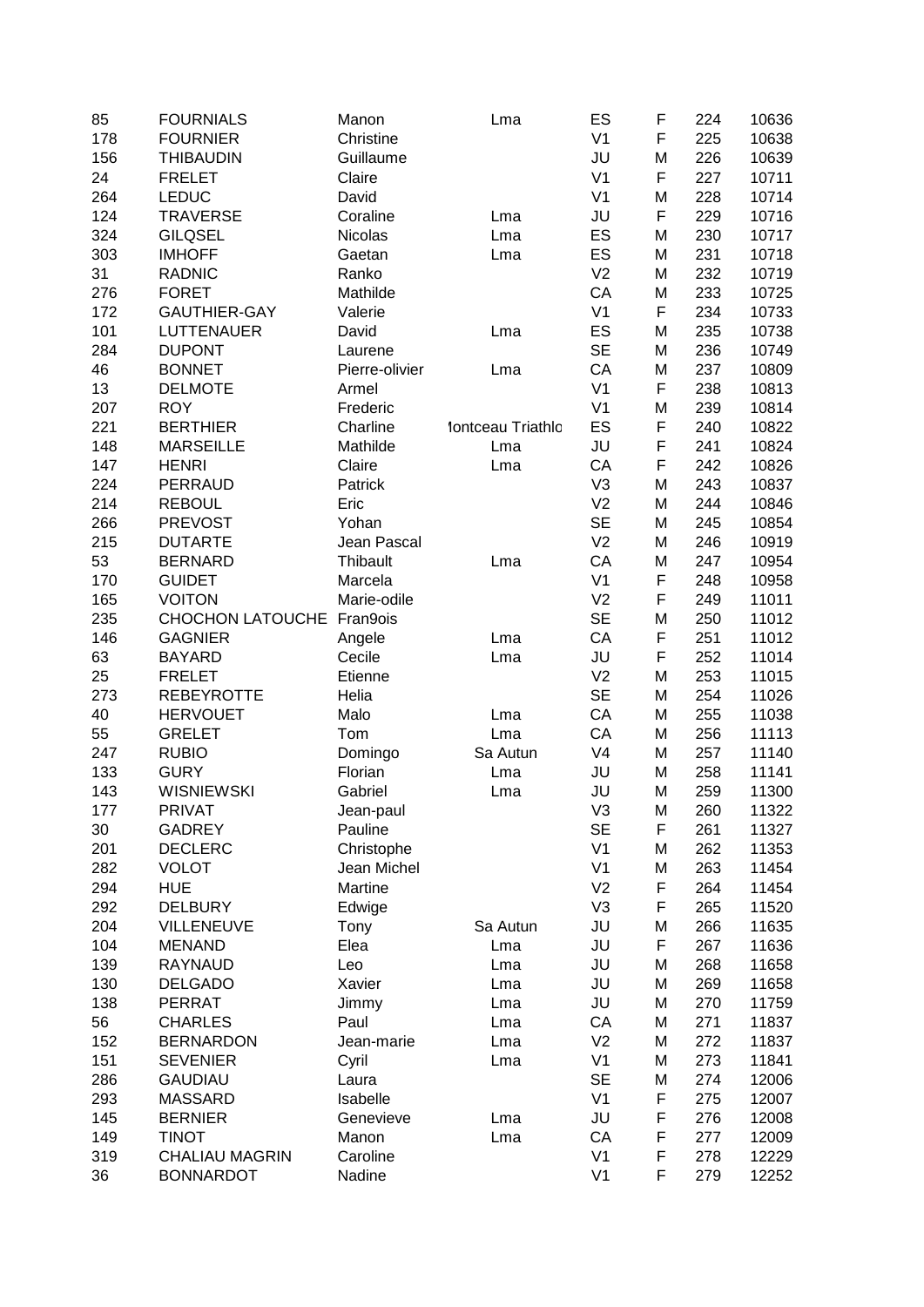| | | | | | | | |
|---|---|---|---|---|---|---|---|
| 85 | FOURNIALS | Manon | Lma | ES | F | 224 | 10636 |
| 178 | FOURNIER | Christine | | V1 | F | 225 | 10638 |
| 156 | THIBAUDIN | Guillaume | | JU | M | 226 | 10639 |
| 24 | FRELET | Claire | | V1 | F | 227 | 10711 |
| 264 | LEDUC | David | | V1 | M | 228 | 10714 |
| 124 | TRAVERSE | Coraline | Lma | JU | F | 229 | 10716 |
| 324 | GILQSEL | Nicolas | Lma | ES | M | 230 | 10717 |
| 303 | IMHOFF | Gaetan | Lma | ES | M | 231 | 10718 |
| 31 | RADNIC | Ranko | | V2 | M | 232 | 10719 |
| 276 | FORET | Mathilde | | CA | M | 233 | 10725 |
| 172 | GAUTHIER-GAY | Valerie | | V1 | F | 234 | 10733 |
| 101 | LUTTENAUER | David | Lma | ES | M | 235 | 10738 |
| 284 | DUPONT | Laurene | | SE | M | 236 | 10749 |
| 46 | BONNET | Pierre-olivier | Lma | CA | M | 237 | 10809 |
| 13 | DELMOTE | Armel | | V1 | F | 238 | 10813 |
| 207 | ROY | Frederic | | V1 | M | 239 | 10814 |
| 221 | BERTHIER | Charline | 'lontceau Triathlo | ES | F | 240 | 10822 |
| 148 | MARSEILLE | Mathilde | Lma | JU | F | 241 | 10824 |
| 147 | HENRI | Claire | Lma | CA | F | 242 | 10826 |
| 224 | PERRAUD | Patrick | | V3 | M | 243 | 10837 |
| 214 | REBOUL | Eric | | V2 | M | 244 | 10846 |
| 266 | PREVOST | Yohan | | SE | M | 245 | 10854 |
| 215 | DUTARTE | Jean Pascal | | V2 | M | 246 | 10919 |
| 53 | BERNARD | Thibault | Lma | CA | M | 247 | 10954 |
| 170 | GUIDET | Marcela | | V1 | F | 248 | 10958 |
| 165 | VOITON | Marie-odile | | V2 | F | 249 | 11011 |
| 235 | CHOCHON LATOUCHE | Fran9ois | | SE | M | 250 | 11012 |
| 146 | GAGNIER | Angele | Lma | CA | F | 251 | 11012 |
| 63 | BAYARD | Cecile | Lma | JU | F | 252 | 11014 |
| 25 | FRELET | Etienne | | V2 | M | 253 | 11015 |
| 273 | REBEYROTTE | Helia | | SE | M | 254 | 11026 |
| 40 | HERVOUET | Malo | Lma | CA | M | 255 | 11038 |
| 55 | GRELET | Tom | Lma | CA | M | 256 | 11113 |
| 247 | RUBIO | Domingo | Sa Autun | V4 | M | 257 | 11140 |
| 133 | GURY | Florian | Lma | JU | M | 258 | 11141 |
| 143 | WISNIEWSKI | Gabriel | Lma | JU | M | 259 | 11300 |
| 177 | PRIVAT | Jean-paul | | V3 | M | 260 | 11322 |
| 30 | GADREY | Pauline | | SE | F | 261 | 11327 |
| 201 | DECLERC | Christophe | | V1 | M | 262 | 11353 |
| 282 | VOLOT | Jean Michel | | V1 | M | 263 | 11454 |
| 294 | HUE | Martine | | V2 | F | 264 | 11454 |
| 292 | DELBURY | Edwige | | V3 | F | 265 | 11520 |
| 204 | VILLENEUVE | Tony | Sa Autun | JU | M | 266 | 11635 |
| 104 | MENAND | Elea | Lma | JU | F | 267 | 11636 |
| 139 | RAYNAUD | Leo | Lma | JU | M | 268 | 11658 |
| 130 | DELGADO | Xavier | Lma | JU | M | 269 | 11658 |
| 138 | PERRAT | Jimmy | Lma | JU | M | 270 | 11759 |
| 56 | CHARLES | Paul | Lma | CA | M | 271 | 11837 |
| 152 | BERNARDON | Jean-marie | Lma | V2 | M | 272 | 11837 |
| 151 | SEVENIER | Cyril | Lma | V1 | M | 273 | 11841 |
| 286 | GAUDIAU | Laura | | SE | M | 274 | 12006 |
| 293 | MASSARD | Isabelle | | V1 | F | 275 | 12007 |
| 145 | BERNIER | Genevieve | Lma | JU | F | 276 | 12008 |
| 149 | TINOT | Manon | Lma | CA | F | 277 | 12009 |
| 319 | CHALIAU MAGRIN | Caroline | | V1 | F | 278 | 12229 |
| 36 | BONNARDOT | Nadine | | V1 | F | 279 | 12252 |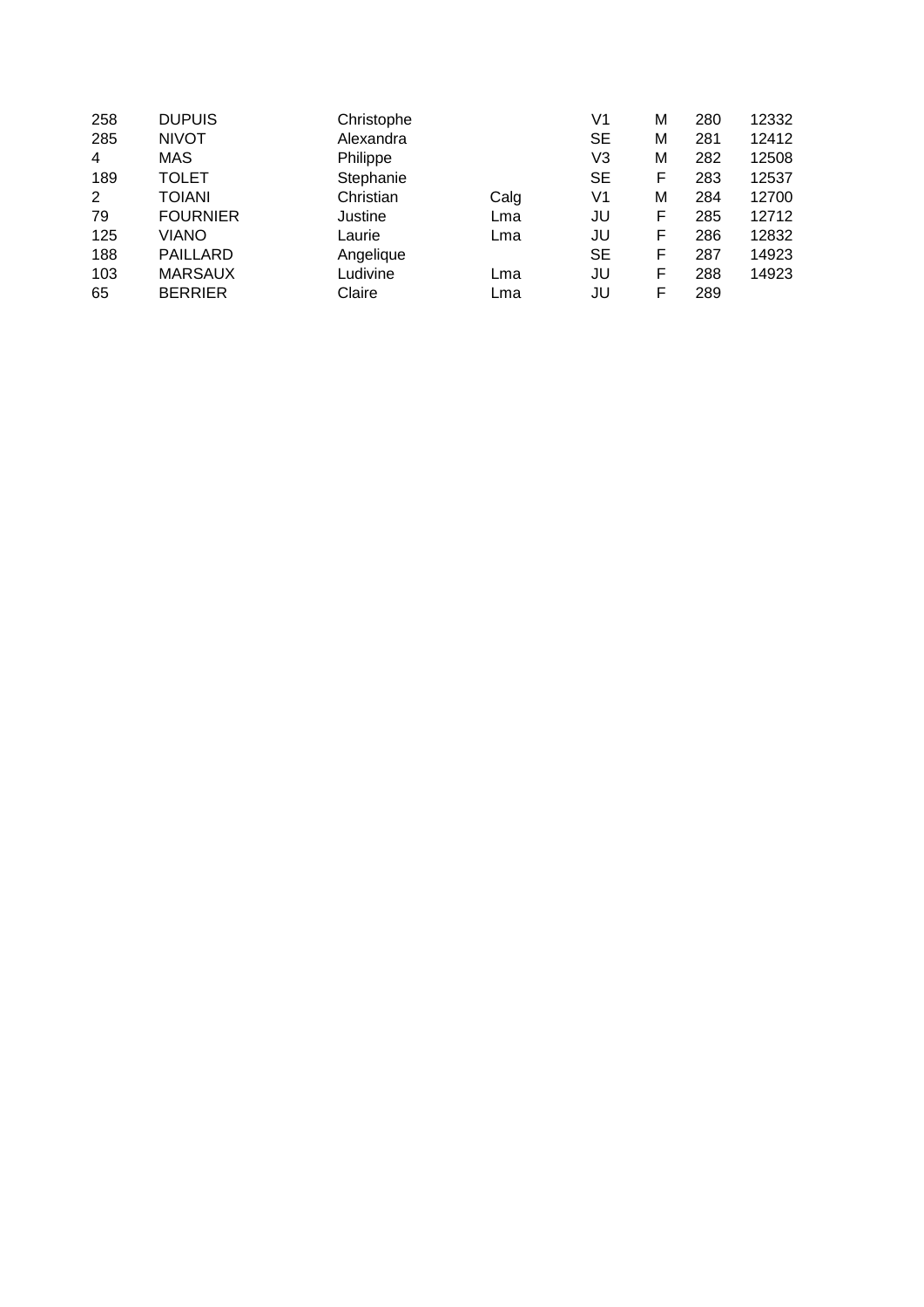| | | | | | | | |
|---|---|---|---|---|---|---|---|
| 258 | DUPUIS | Christophe | | V1 | M | 280 | 12332 |
| 285 | NIVOT | Alexandra | | SE | M | 281 | 12412 |
| 4 | MAS | Philippe | | V3 | M | 282 | 12508 |
| 189 | TOLET | Stephanie | | SE | F | 283 | 12537 |
| 2 | TOIANI | Christian | Calg | V1 | M | 284 | 12700 |
| 79 | FOURNIER | Justine | Lma | JU | F | 285 | 12712 |
| 125 | VIANO | Laurie | Lma | JU | F | 286 | 12832 |
| 188 | PAILLARD | Angelique | | SE | F | 287 | 14923 |
| 103 | MARSAUX | Ludivine | Lma | JU | F | 288 | 14923 |
| 65 | BERRIER | Claire | Lma | JU | F | 289 | |